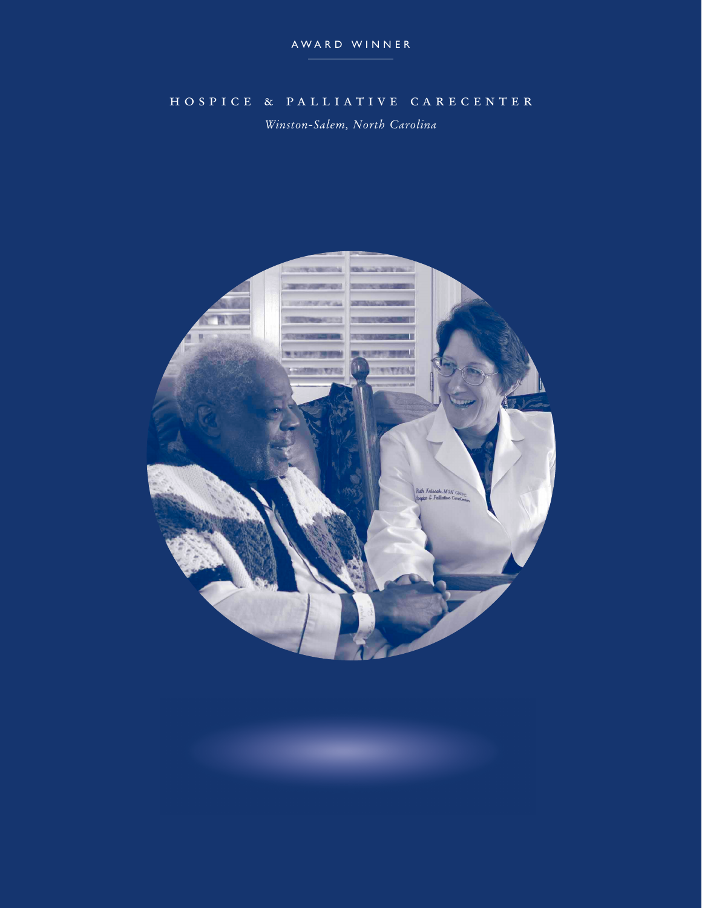AWARD WINNER

# HOSPICE & PALLIATIVE CARECENTER

*Winston-Salem, North Carolina*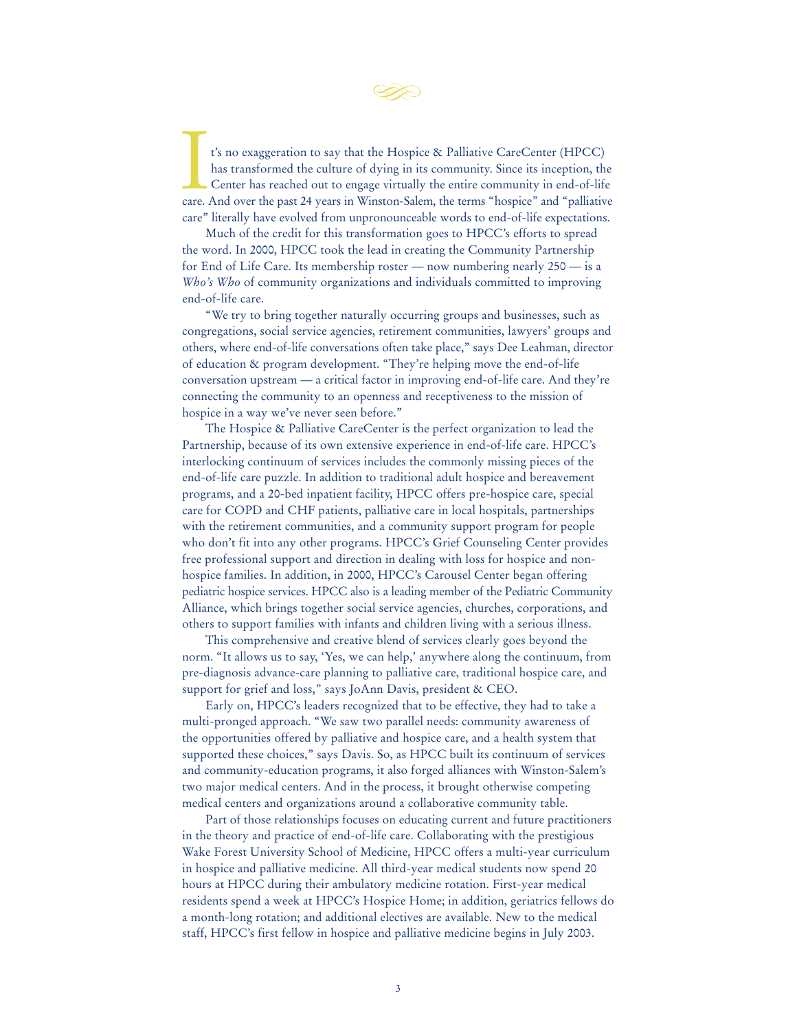It's no exaggeration to say that the Hospice & Palliative CareCenter (HPCC) has transformed the culture of dying in its community. Since its inception, the Center has reached out to engage virtually the entire community in end-of-life care. And over the past 24 years in Winston-Salem, the terms "hospice" and "palliative care" literally have evolved from unpronounceable words to end-of-life expectations.

Much of the credit for this transformation goes to HPCC's efforts to spread the word. In 2000, HPCC took the lead in creating the Community Partnership for End of Life Care. Its membership roster — now numbering nearly 250 — is a *Who's Who* of community organizations and individuals committed to improving end-of-life care.

"We try to bring together naturally occurring groups and businesses, such as congregations, social service agencies, retirement communities, lawyers' groups and others, where end-of-life conversations often take place," says Dee Leahman, director of education & program development. "They're helping move the end-of-life conversation upstream — a critical factor in improving end-of-life care. And they're connecting the community to an openness and receptiveness to the mission of hospice in a way we've never seen before."

The Hospice & Palliative CareCenter is the perfect organization to lead the Partnership, because of its own extensive experience in end-of-life care. HPCC's interlocking continuum of services includes the commonly missing pieces of the end-of-life care puzzle. In addition to traditional adult hospice and bereavement programs, and a 20-bed inpatient facility, HPCC offers pre-hospice care, special care for COPD and CHF patients, palliative care in local hospitals, partnerships with the retirement communities, and a community support program for people who don't fit into any other programs. HPCC's Grief Counseling Center provides free professional support and direction in dealing with loss for hospice and non-hospice families. In addition, in 2000, HPCC's Carousel Center began offering pediatric hospice services. HPCC also is a leading member of the Pediatric Community Alliance, which brings together social service agencies, churches, corporations, and others to support families with infants and children living with a serious illness.

This comprehensive and creative blend of services clearly goes beyond the norm. "It allows us to say, 'Yes, we can help,' anywhere along the continuum, from pre-diagnosis advance-care planning to palliative care, traditional hospice care, and support for grief and loss," says JoAnn Davis, president & CEO.

Early on, HPCC's leaders recognized that to be effective, they had to take a multi-pronged approach. "We saw two parallel needs: community awareness of the opportunities offered by palliative and hospice care, and a health system that supported these choices," says Davis. So, as HPCC built its continuum of services and community-education programs, it also forged alliances with Winston-Salem's two major medical centers. And in the process, it brought otherwise competing medical centers and organizations around a collaborative community table.

Part of those relationships focuses on educating current and future practitioners in the theory and practice of end-of-life care. Collaborating with the prestigious Wake Forest University School of Medicine, HPCC offers a multi-year curriculum in hospice and palliative medicine. All third-year medical students now spend 20 hours at HPCC during their ambulatory medicine rotation. First-year medical residents spend a week at HPCC's Hospice Home; in addition, geriatrics fellows do a month-long rotation; and additional electives are available. New to the medical staff, HPCC's first fellow in hospice and palliative medicine begins in July 2003.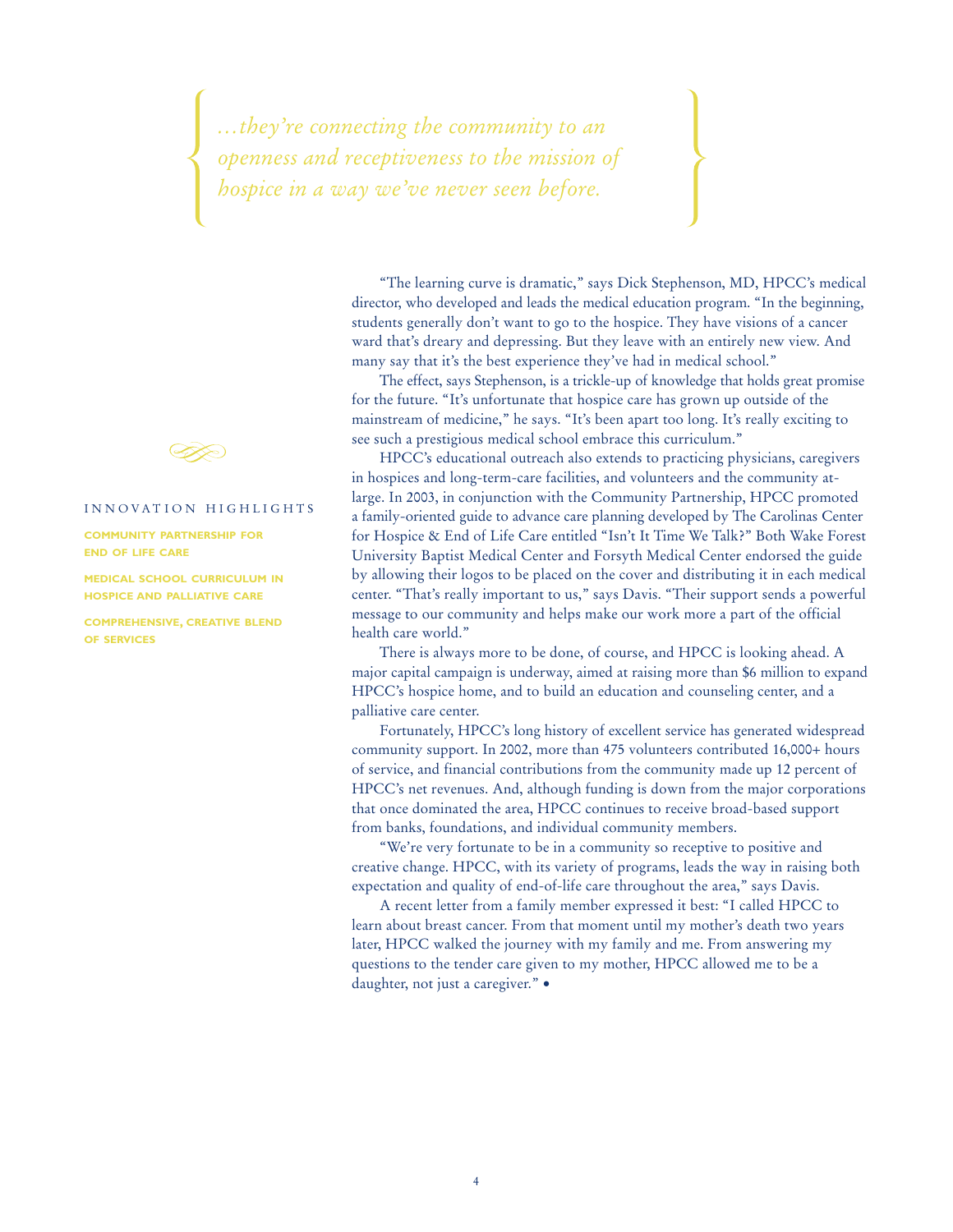*…they're connecting the community to an openness and receptiveness to the mission of hospice in a way we've never seen before.*

"The learning curve is dramatic," says Dick Stephenson, MD, HPCC's medical director, who developed and leads the medical education program. "In the beginning, students generally don't want to go to the hospice. They have visions of a cancer ward that's dreary and depressing. But they leave with an entirely new view. And many say that it's the best experience they've had in medical school."

The effect, says Stephenson, is a trickle-up of knowledge that holds great promise for the future. "It's unfortunate that hospice care has grown up outside of the mainstream of medicine," he says. "It's been apart too long. It's really exciting to see such a prestigious medical school embrace this curriculum."

HPCC's educational outreach also extends to practicing physicians, caregivers in hospices and long-term-care facilities, and volunteers and the community at-large. In 2003, in conjunction with the Community Partnership, HPCC promoted a family-oriented guide to advance care planning developed by The Carolinas Center for Hospice & End of Life Care entitled "Isn't It Time We Talk?" Both Wake Forest University Baptist Medical Center and Forsyth Medical Center endorsed the guide by allowing their logos to be placed on the cover and distributing it in each medical center. "That's really important to us," says Davis. "Their support sends a powerful message to our community and helps make our work more a part of the official health care world."

There is always more to be done, of course, and HPCC is looking ahead. A major capital campaign is underway, aimed at raising more than $6 million to expand HPCC's hospice home, and to build an education and counseling center, and a palliative care center.

Fortunately, HPCC's long history of excellent service has generated widespread community support. In 2002, more than 475 volunteers contributed 16,000+ hours of service, and financial contributions from the community made up 12 percent of HPCC's net revenues. And, although funding is down from the major corporations that once dominated the area, HPCC continues to receive broad-based support from banks, foundations, and individual community members.

"We're very fortunate to be in a community so receptive to positive and creative change. HPCC, with its variety of programs, leads the way in raising both expectation and quality of end-of-life care throughout the area," says Davis.

A recent letter from a family member expressed it best: "I called HPCC to learn about breast cancer. From that moment until my mother's death two years later, HPCC walked the journey with my family and me. From answering my questions to the tender care given to my mother, HPCC allowed me to be a daughter, not just a caregiver." •

### INNOVATION HIGHLIGHTS

**COMMUNITY PARTNERSHIP FOR END OF LIFE CARE**

**MEDICAL SCHOOL CURRICULUM IN HOSPICE AND PALLIATIVE CARE**

**COMPREHENSIVE, CREATIVE BLEND OF SERVICES**